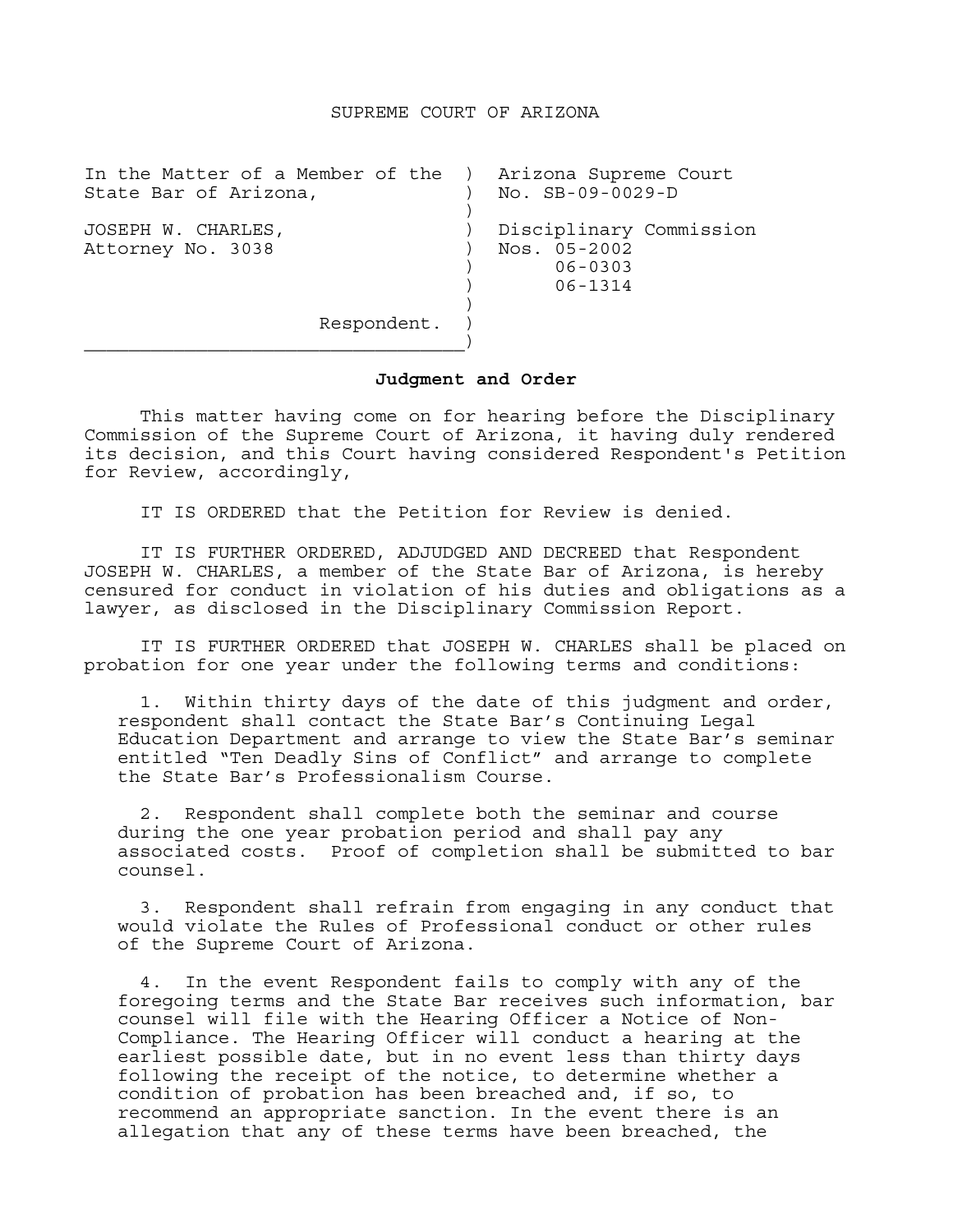# SUPREME COURT OF ARIZONA

| | |
|---|---|
| In the Matter of a Member of the State Bar of Arizona, | Arizona Supreme Court No. SB-09-0029-D |
| JOSEPH W. CHARLES, Attorney No. 3038 | Disciplinary Commission Nos. 05-2002, 06-0303, 06-1314 |
| Respondent. | |

**Judgment and Order**

This matter having come on for hearing before the Disciplinary Commission of the Supreme Court of Arizona, it having duly rendered its decision, and this Court having considered Respondent's Petition for Review, accordingly,

IT IS ORDERED that the Petition for Review is denied.

IT IS FURTHER ORDERED, ADJUDGED AND DECREED that Respondent JOSEPH W. CHARLES, a member of the State Bar of Arizona, is hereby censured for conduct in violation of his duties and obligations as a lawyer, as disclosed in the Disciplinary Commission Report.

IT IS FURTHER ORDERED that JOSEPH W. CHARLES shall be placed on probation for one year under the following terms and conditions:

1. Within thirty days of the date of this judgment and order, respondent shall contact the State Bar's Continuing Legal Education Department and arrange to view the State Bar's seminar entitled "Ten Deadly Sins of Conflict" and arrange to complete the State Bar's Professionalism Course.

2. Respondent shall complete both the seminar and course during the one year probation period and shall pay any associated costs. Proof of completion shall be submitted to bar counsel.

3. Respondent shall refrain from engaging in any conduct that would violate the Rules of Professional conduct or other rules of the Supreme Court of Arizona.

4. In the event Respondent fails to comply with any of the foregoing terms and the State Bar receives such information, bar counsel will file with the Hearing Officer a Notice of Non-Compliance. The Hearing Officer will conduct a hearing at the earliest possible date, but in no event less than thirty days following the receipt of the notice, to determine whether a condition of probation has been breached and, if so, to recommend an appropriate sanction. In the event there is an allegation that any of these terms have been breached, the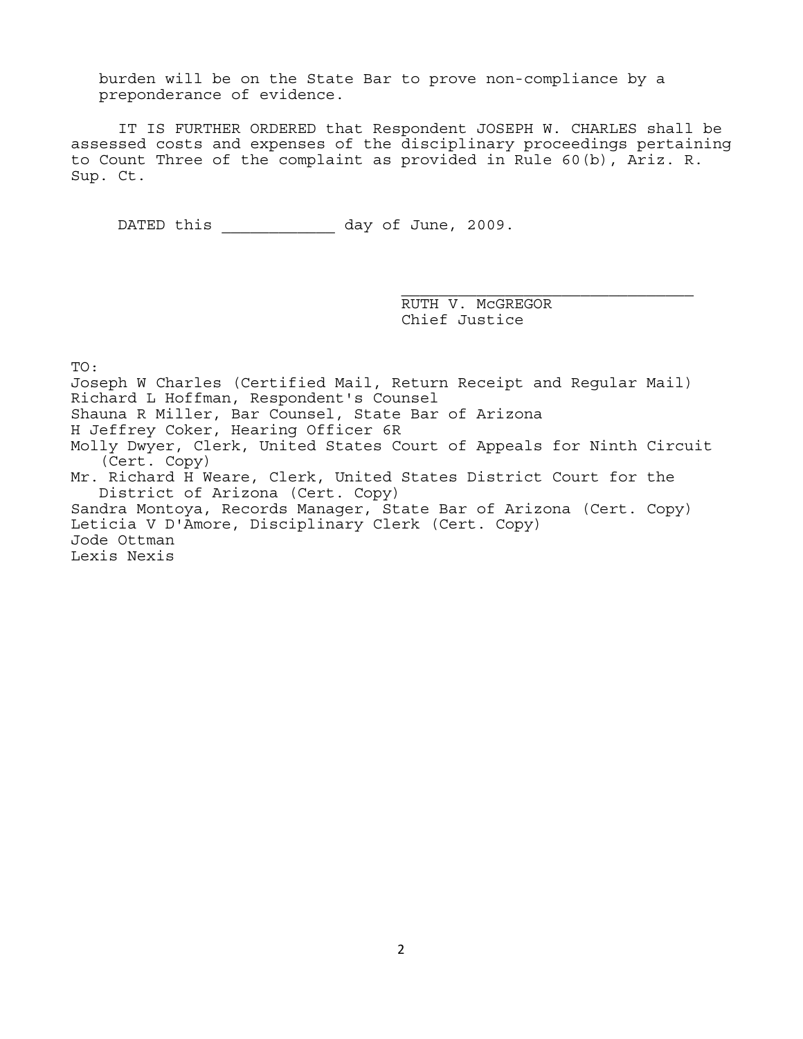burden will be on the State Bar to prove non-compliance by a preponderance of evidence.

IT IS FURTHER ORDERED that Respondent JOSEPH W. CHARLES shall be assessed costs and expenses of the disciplinary proceedings pertaining to Count Three of the complaint as provided in Rule 60(b), Ariz. R. Sup. Ct.

DATED this ____________ day of June, 2009.

_________________________________
RUTH V. McGREGOR
Chief Justice

TO:
Joseph W Charles (Certified Mail, Return Receipt and Regular Mail)
Richard L Hoffman, Respondent's Counsel
Shauna R Miller, Bar Counsel, State Bar of Arizona
H Jeffrey Coker, Hearing Officer 6R
Molly Dwyer, Clerk, United States Court of Appeals for Ninth Circuit (Cert. Copy)
Mr. Richard H Weare, Clerk, United States District Court for the District of Arizona (Cert. Copy)
Sandra Montoya, Records Manager, State Bar of Arizona (Cert. Copy)
Leticia V D'Amore, Disciplinary Clerk (Cert. Copy)
Jode Ottman
Lexis Nexis